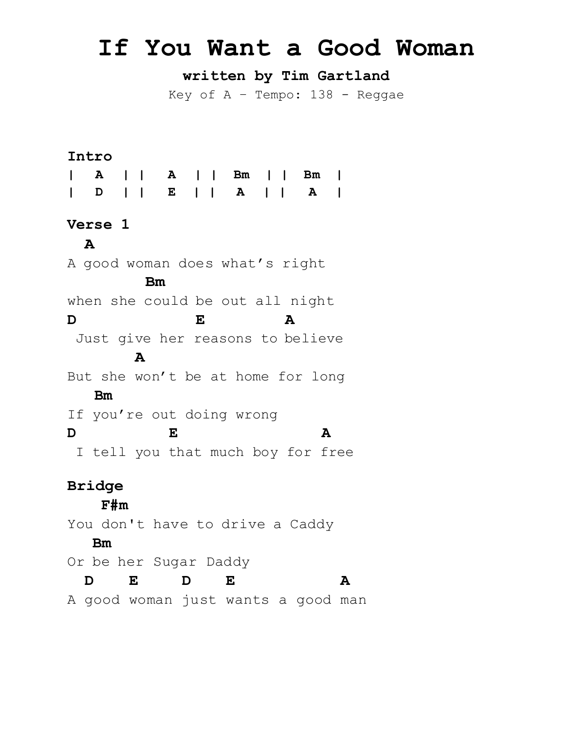# If You Want a Good Woman

**written by Tim Gartland**

Key of A – Tempo: 138 - Reggae

**Intro**

```
|   A   | |   A   | |  Bm   | |  Bm  |
|   D   | |   E   | |   A   | |   A  |
```

**Verse 1**

```
  A
A good woman does what's right
         Bm
when she could be out all night
D              E         A
 Just give her reasons to believe
        A
But she won't be at home for long
   Bm
If you're out doing wrong
D          E                A
 I tell you that much boy for free
```

**Bridge**

```
    F#m
You don't have to drive a Caddy
   Bm
Or be her Sugar Daddy
  D    E     D    E           A
A good woman just wants a good man
```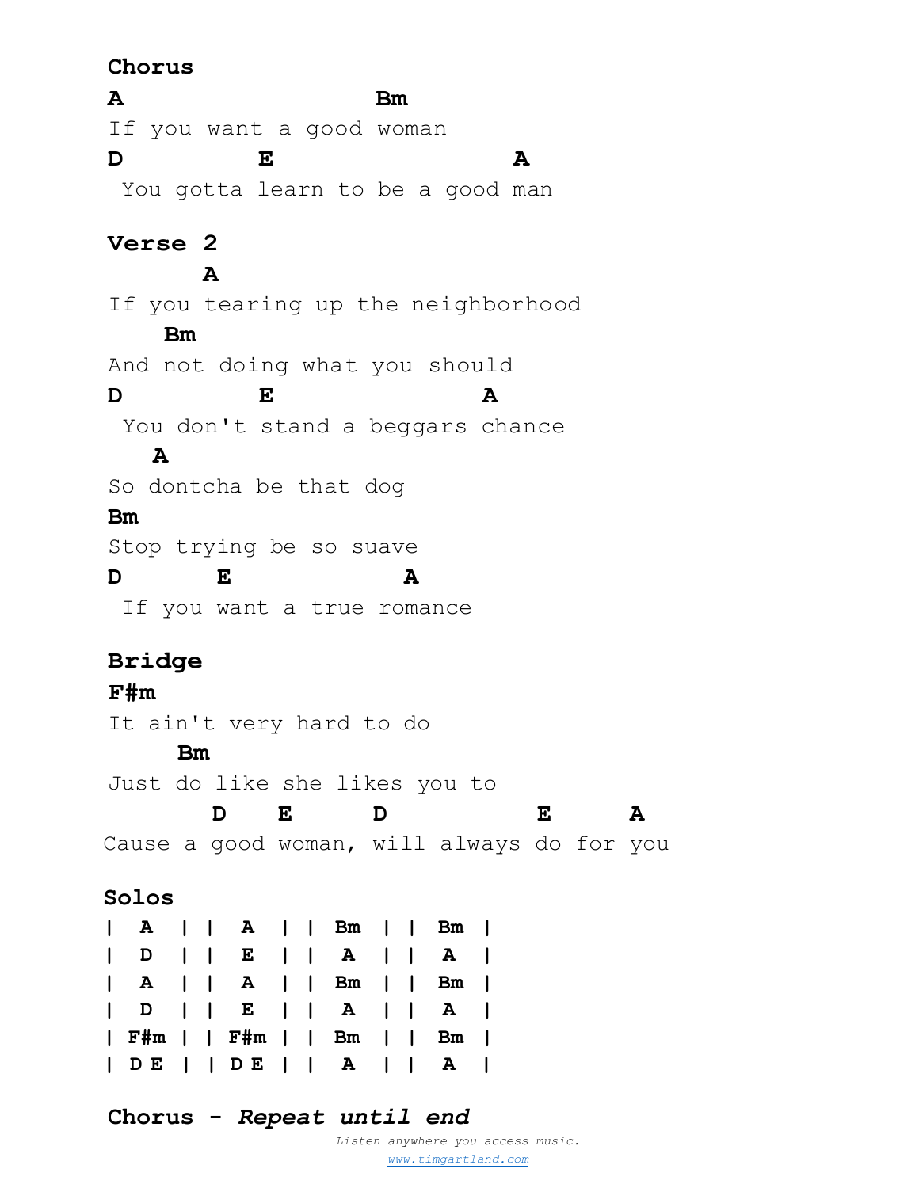**Chorus**

```
A                      Bm
If you want a good woman
D          E                   A
 You gotta learn to be a good man
```

**Verse 2**

```
       A
If you tearing up the neighborhood
    Bm
And not doing what you should
D          E                A
 You don't stand a beggars chance
   A
So dontcha be that dog
Bm
Stop trying be so suave
D       E            A
 If you want a true romance
```

**Bridge**

```
F#m
It ain't very hard to do
     Bm
Just do like she likes you to
        D    E     D          E     A
Cause a good woman, will always do for you
```

**Solos**

| | | | |
|---|---|---|---|
| A | A | Bm | Bm |
| D | E | A | A |
| A | A | Bm | Bm |
| D | E | A | A |
| F#m | F#m | Bm | Bm |
| D E | D E | A | A |

**Chorus** - ***Repeat until end***

*Listen anywhere you access music.*

www.timgartland.com